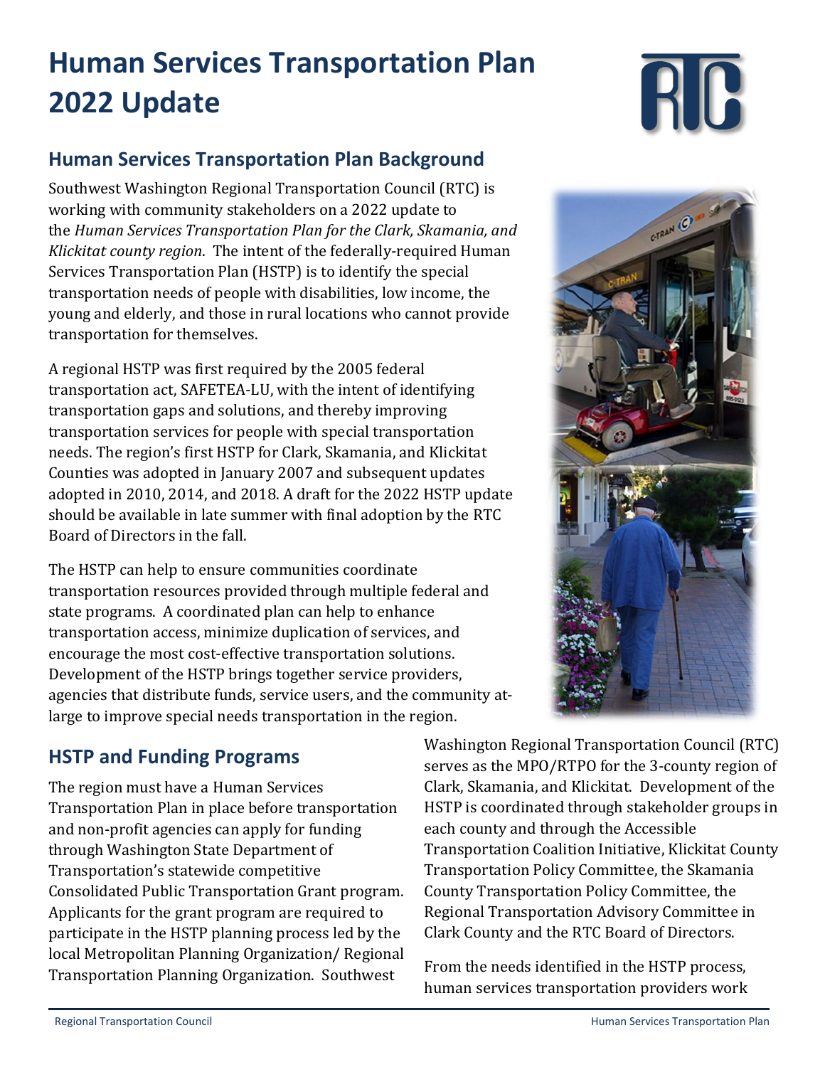# Human Services Transportation Plan 2022 Update

## Human Services Transportation Plan Background

Southwest Washington Regional Transportation Council (RTC) is working with community stakeholders on a 2022 update to the *Human Services Transportation Plan for the Clark, Skamania, and Klickitat county region*. The intent of the federally-required Human Services Transportation Plan (HSTP) is to identify the special transportation needs of people with disabilities, low income, the young and elderly, and those in rural locations who cannot provide transportation for themselves.

A regional HSTP was first required by the 2005 federal transportation act, SAFETEA-LU, with the intent of identifying transportation gaps and solutions, and thereby improving transportation services for people with special transportation needs. The region's first HSTP for Clark, Skamania, and Klickitat Counties was adopted in January 2007 and subsequent updates adopted in 2010, 2014, and 2018. A draft for the 2022 HSTP update should be available in late summer with final adoption by the RTC Board of Directors in the fall.

The HSTP can help to ensure communities coordinate transportation resources provided through multiple federal and state programs. A coordinated plan can help to enhance transportation access, minimize duplication of services, and encourage the most cost-effective transportation solutions. Development of the HSTP brings together service providers, agencies that distribute funds, service users, and the community at-large to improve special needs transportation in the region.

## HSTP and Funding Programs

The region must have a Human Services Transportation Plan in place before transportation and non-profit agencies can apply for funding through Washington State Department of Transportation's statewide competitive Consolidated Public Transportation Grant program. Applicants for the grant program are required to participate in the HSTP planning process led by the local Metropolitan Planning Organization/ Regional Transportation Planning Organization. Southwest Washington Regional Transportation Council (RTC) serves as the MPO/RTPO for the 3-county region of Clark, Skamania, and Klickitat. Development of the HSTP is coordinated through stakeholder groups in each county and through the Accessible Transportation Coalition Initiative, Klickitat County Transportation Policy Committee, the Skamania County Transportation Policy Committee, the Regional Transportation Advisory Committee in Clark County and the RTC Board of Directors.

From the needs identified in the HSTP process, human services transportation providers work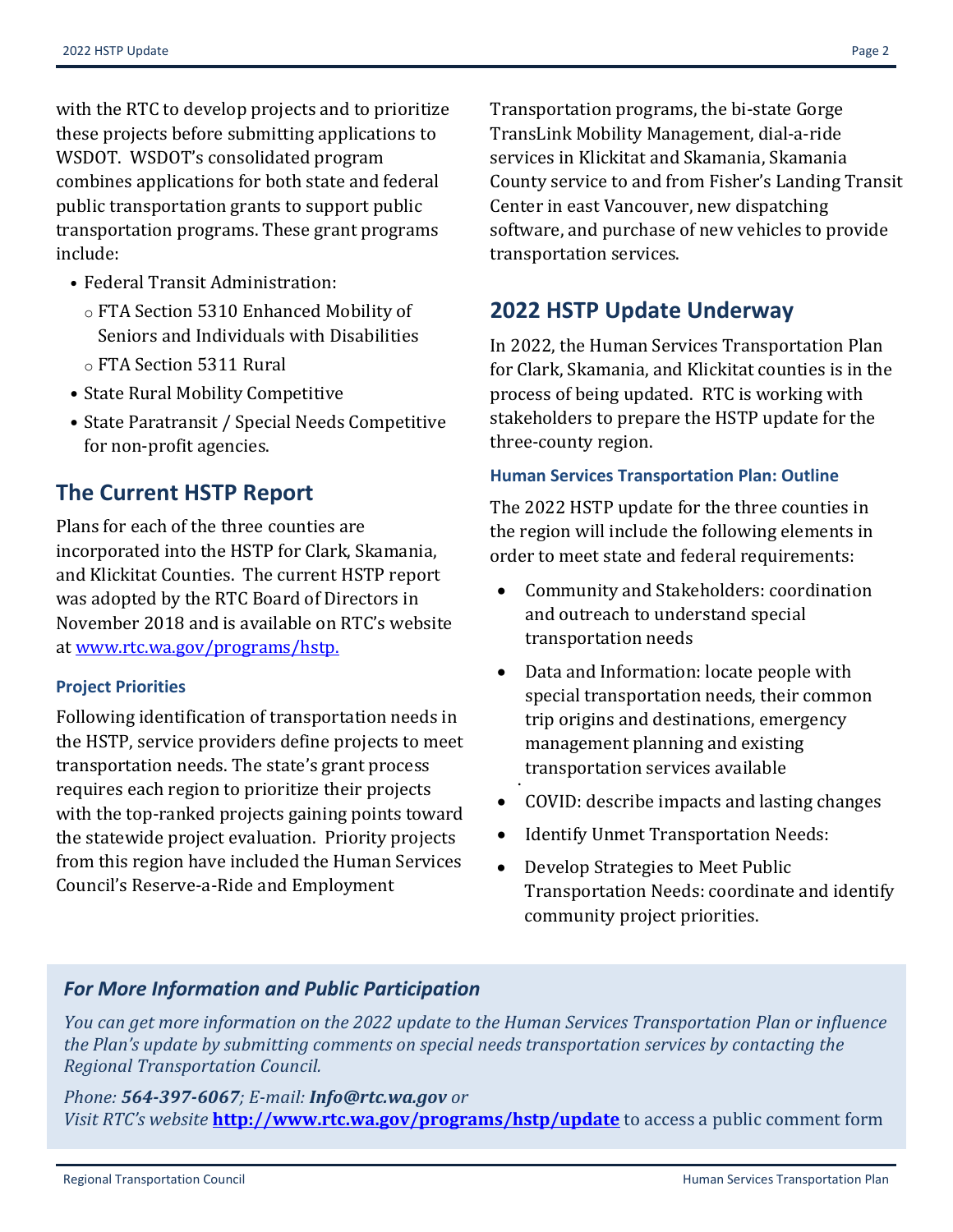with the RTC to develop projects and to prioritize these projects before submitting applications to WSDOT. WSDOT's consolidated program combines applications for both state and federal public transportation grants to support public transportation programs. These grant programs include:

- Federal Transit Administration:
  - FTA Section 5310 Enhanced Mobility of Seniors and Individuals with Disabilities
  - FTA Section 5311 Rural
- State Rural Mobility Competitive
- State Paratransit / Special Needs Competitive for non-profit agencies.

## The Current HSTP Report

Plans for each of the three counties are incorporated into the HSTP for Clark, Skamania, and Klickitat Counties. The current HSTP report was adopted by the RTC Board of Directors in November 2018 and is available on RTC's website at [www.rtc.wa.gov/programs/hstp.](www.rtc.wa.gov/programs/hstp)

### Project Priorities

Following identification of transportation needs in the HSTP, service providers define projects to meet transportation needs. The state's grant process requires each region to prioritize their projects with the top-ranked projects gaining points toward the statewide project evaluation. Priority projects from this region have included the Human Services Council's Reserve-a-Ride and Employment Transportation programs, the bi-state Gorge TransLink Mobility Management, dial-a-ride services in Klickitat and Skamania, Skamania County service to and from Fisher's Landing Transit Center in east Vancouver, new dispatching software, and purchase of new vehicles to provide transportation services.

## 2022 HSTP Update Underway

In 2022, the Human Services Transportation Plan for Clark, Skamania, and Klickitat counties is in the process of being updated. RTC is working with stakeholders to prepare the HSTP update for the three-county region.

### Human Services Transportation Plan: Outline

The 2022 HSTP update for the three counties in the region will include the following elements in order to meet state and federal requirements:

- Community and Stakeholders: coordination and outreach to understand special transportation needs
- Data and Information: locate people with special transportation needs, their common trip origins and destinations, emergency management planning and existing transportation services available
- COVID: describe impacts and lasting changes
- Identify Unmet Transportation Needs:
- Develop Strategies to Meet Public Transportation Needs: coordinate and identify community project priorities.

### *For More Information and Public Participation*

*You can get more information on the 2022 update to the Human Services Transportation Plan or influence the Plan's update by submitting comments on special needs transportation services by contacting the Regional Transportation Council.*

*Phone: **564-397-6067**; E-mail: **Info@rtc.wa.gov** or*
*Visit RTC's website* **[http://www.rtc.wa.gov/programs/hstp/update](http://www.rtc.wa.gov/programs/hstp/update)** to access a public comment form